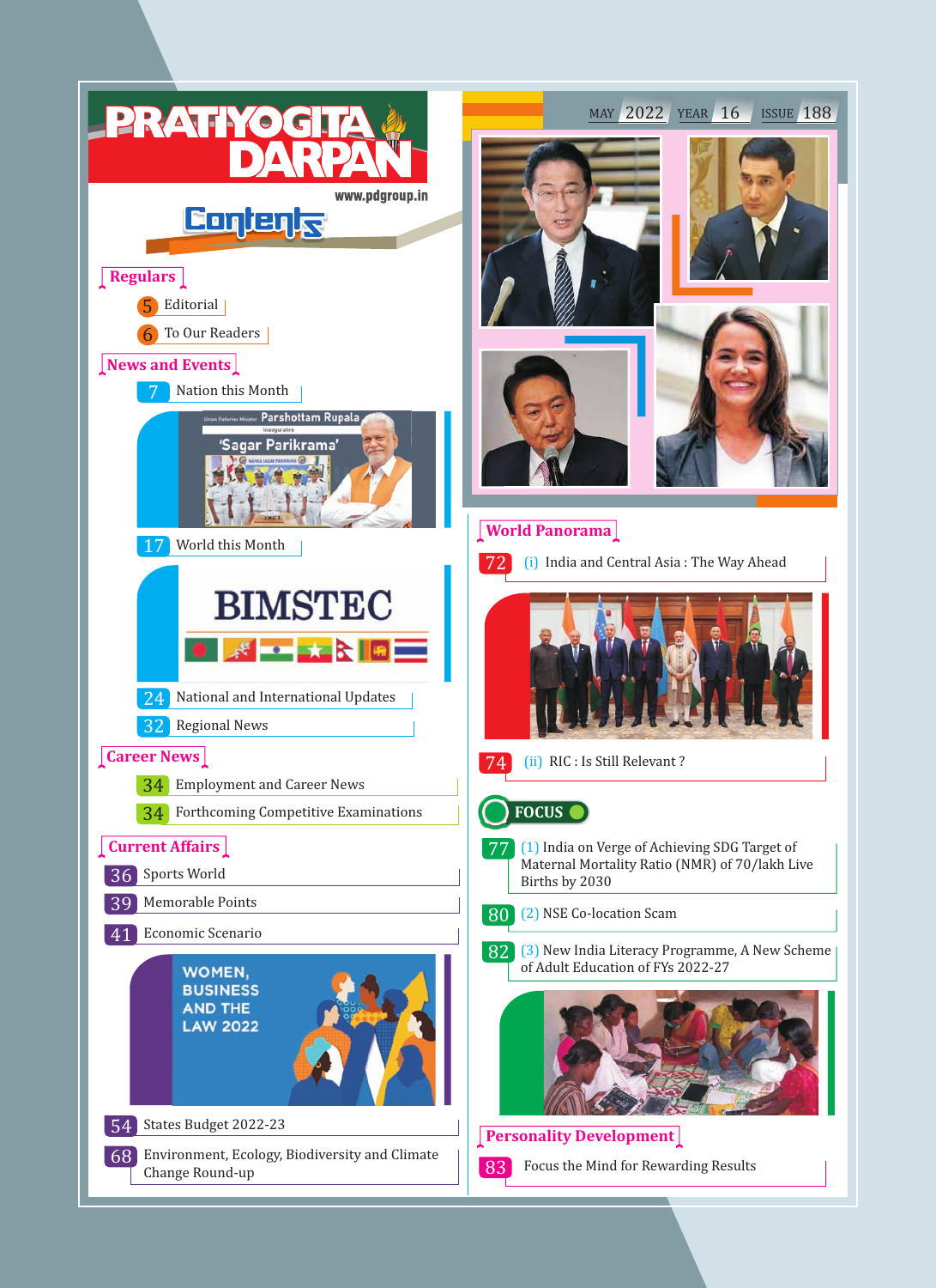# PRATIYOGITA DARPAN

www.pdgroup.in

MAY 2022 YEAR 16 ISSUE 188

## Contents

### Regulars

5 Editorial

6 To Our Readers

### News and Events

7 Nation this Month

Union Fisheries Minister Parshottam Rupala inaugurates 'Sagar Parikrama'

17 World this Month

BIMSTEC

24 National and International Updates

32 Regional News

### Career News

34 Employment and Career News

34 Forthcoming Competitive Examinations

### Current Affairs

36 Sports World

39 Memorable Points

41 Economic Scenario

WOMEN, BUSINESS AND THE LAW 2022

54 States Budget 2022-23

68 Environment, Ecology, Biodiversity and Climate Change Round-up

### World Panorama

72 (i) India and Central Asia : The Way Ahead

74 (ii) RIC : Is Still Relevant ?

### FOCUS

77 (1) India on Verge of Achieving SDG Target of Maternal Mortality Ratio (NMR) of 70/lakh Live Births by 2030

80 (2) NSE Co-location Scam

82 (3) New India Literacy Programme, A New Scheme of Adult Education of FYs 2022-27

### Personality Development

83 Focus the Mind for Rewarding Results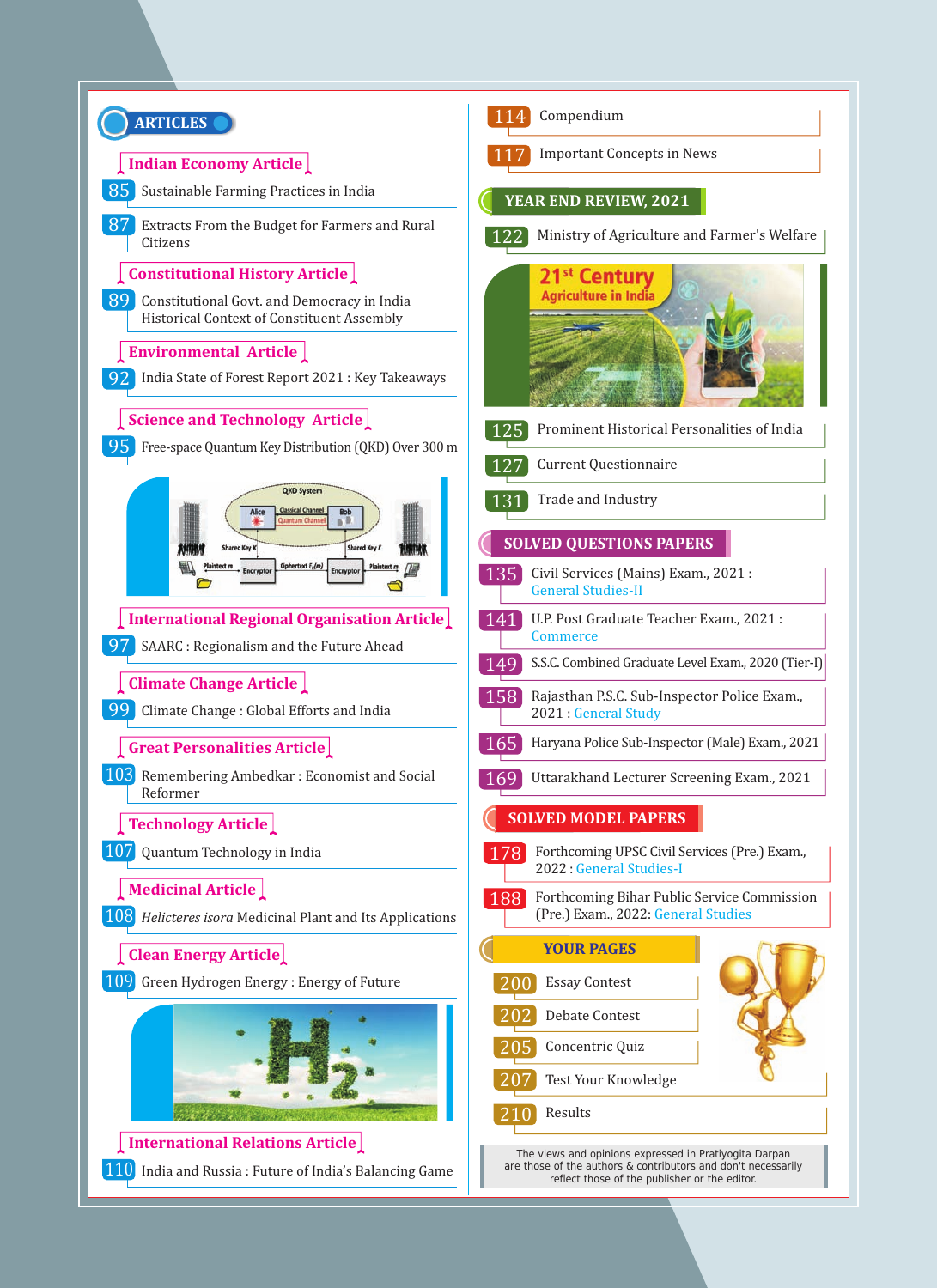## ARTICLES

### Indian Economy Article

85 Sustainable Farming Practices in India

87 Extracts From the Budget for Farmers and Rural Citizens

### Constitutional History Article

89 Constitutional Govt. and Democracy in India Historical Context of Constituent Assembly

### Environmental Article

92 India State of Forest Report 2021 : Key Takeaways

### Science and Technology Article

95 Free-space Quantum Key Distribution (QKD) Over 300 m

### International Regional Organisation Article

97 SAARC : Regionalism and the Future Ahead

### Climate Change Article

99 Climate Change : Global Efforts and India

### Great Personalities Article

103 Remembering Ambedkar : Economist and Social Reformer

### Technology Article

107 Quantum Technology in India

### Medicinal Article

108 *Helicteres isora* Medicinal Plant and Its Applications

### Clean Energy Article

109 Green Hydrogen Energy : Energy of Future

### International Relations Article

110 India and Russia : Future of India's Balancing Game

114 Compendium

117 Important Concepts in News

## YEAR END REVIEW, 2021

122 Ministry of Agriculture and Farmer's Welfare

125 Prominent Historical Personalities of India

127 Current Questionnaire

131 Trade and Industry

## SOLVED QUESTIONS PAPERS

135 Civil Services (Mains) Exam., 2021 : General Studies-II

141 U.P. Post Graduate Teacher Exam., 2021 : Commerce

149 S.S.C. Combined Graduate Level Exam., 2020 (Tier-I)

158 Rajasthan P.S.C. Sub-Inspector Police Exam., 2021 : General Study

165 Haryana Police Sub-Inspector (Male) Exam., 2021

169 Uttarakhand Lecturer Screening Exam., 2021

## SOLVED MODEL PAPERS

178 Forthcoming UPSC Civil Services (Pre.) Exam., 2022 : General Studies-I

188 Forthcoming Bihar Public Service Commission (Pre.) Exam., 2022: General Studies

## YOUR PAGES

200 Essay Contest

202 Debate Contest

205 Concentric Quiz

207 Test Your Knowledge

210 Results

The views and opinions expressed in Pratiyogita Darpan are those of the authors & contributors and don't necessarily reflect those of the publisher or the editor.